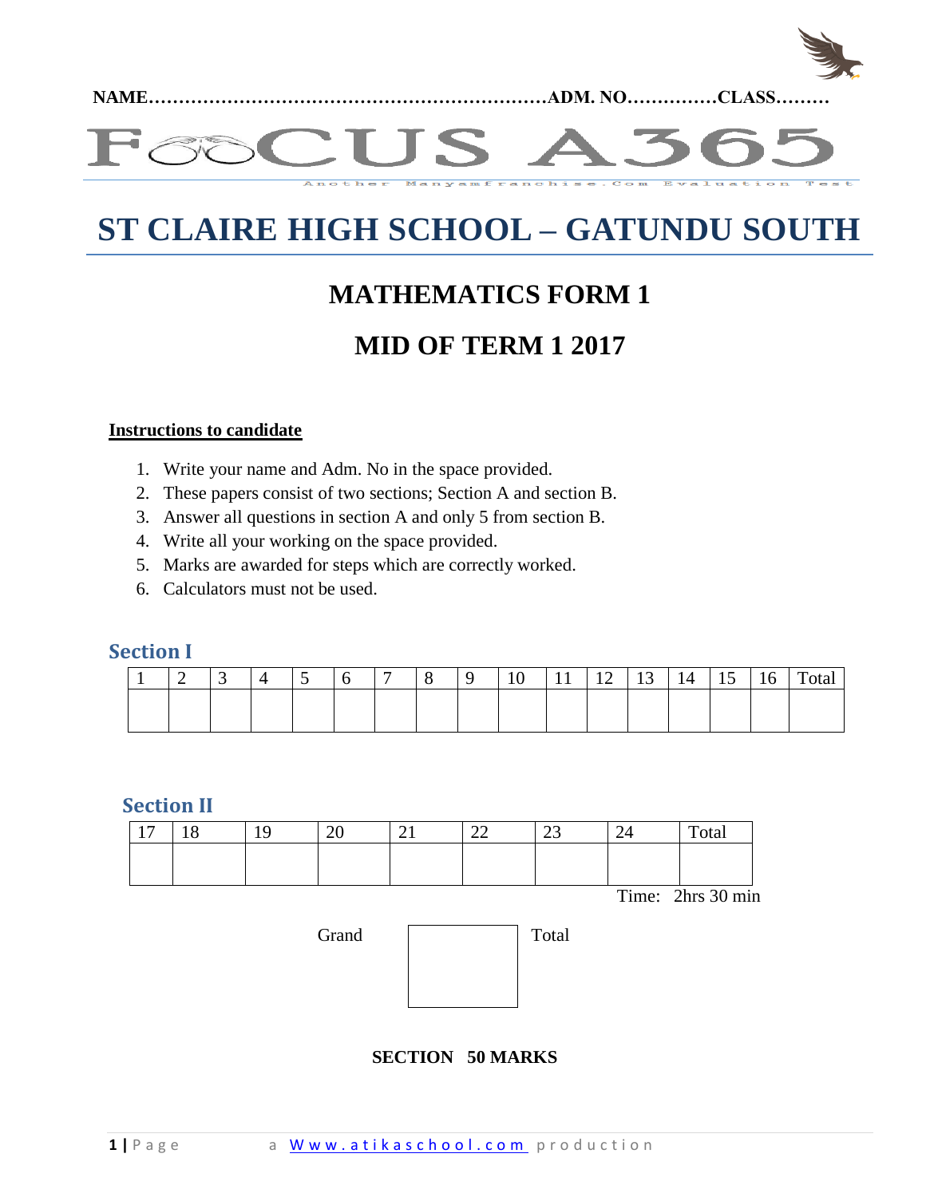**NAME………………………………………………………ADM. NO……………CLASS………**

FOCUS A365

Another Manyamfranchise.Com Evaluation Test

# ST CLAIRE HIGH SCHOOL – GATUNDU SOUTH

## MATHEMATICS FORM 1

## MID OF TERM 1 2017

**Instructions to candidate**

1. Write your name and Adm. No in the space provided.
2. These papers consist of two sections; Section A and section B.
3. Answer all questions in section A and only 5 from section B.
4. Write all your working on the space provided.
5. Marks are awarded for steps which are correctly worked.
6. Calculators must not be used.

### Section I

| 1 | 2 | 3 | 4 | 5 | 6 | 7 | 8 | 9 | 10 | 11 | 12 | 13 | 14 | 15 | 16 | Total |
|---|---|---|---|---|---|---|---|---|---|---|---|---|---|---|---|---|
| | | | | | | | | | | | | | | | | |

### Section II

| 17 | 18 | 19 | 20 | 21 | 22 | 23 | 24 | Total |
|---|---|---|---|---|---|---|---|---|
| | | | | | | | | |

Time: 2hrs 30 min

| Grand | | Total |
|---|---|---|
| | | |

**SECTION 50 MARKS**

a Www.atikaschool.com production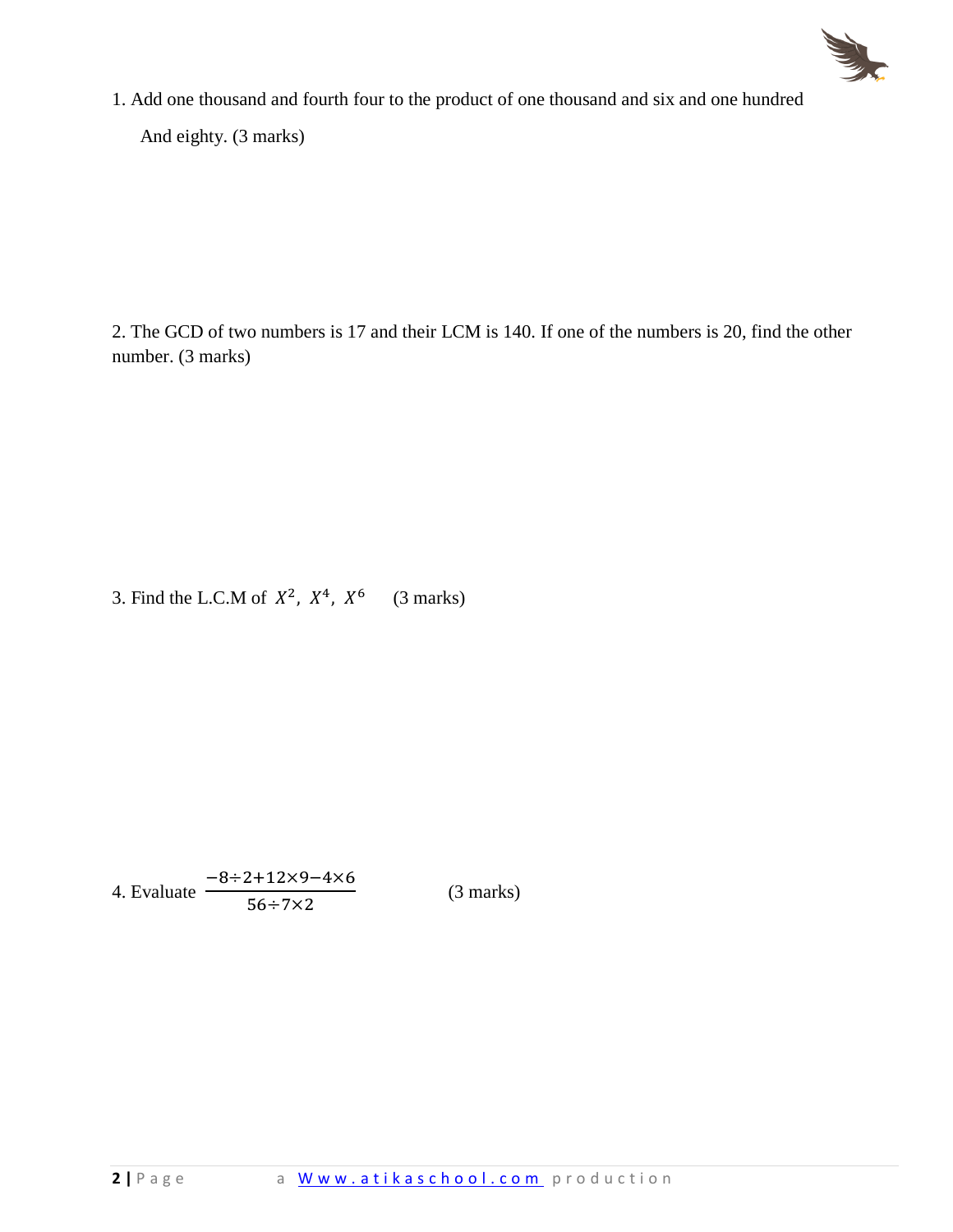1. Add one thousand and fourth four to the product of one thousand and six and one hundred And eighty. (3 marks)

2. The GCD of two numbers is 17 and their LCM is 140. If one of the numbers is 20, find the other number. (3 marks)

3. Find the L.C.M of $X^2$, $X^4$, $X^6$ (3 marks)

4. Evaluate $\frac{-8 \div 2 + 12 \times 9 - 4 \times 6}{56 \div 7 \times 2}$ (3 marks)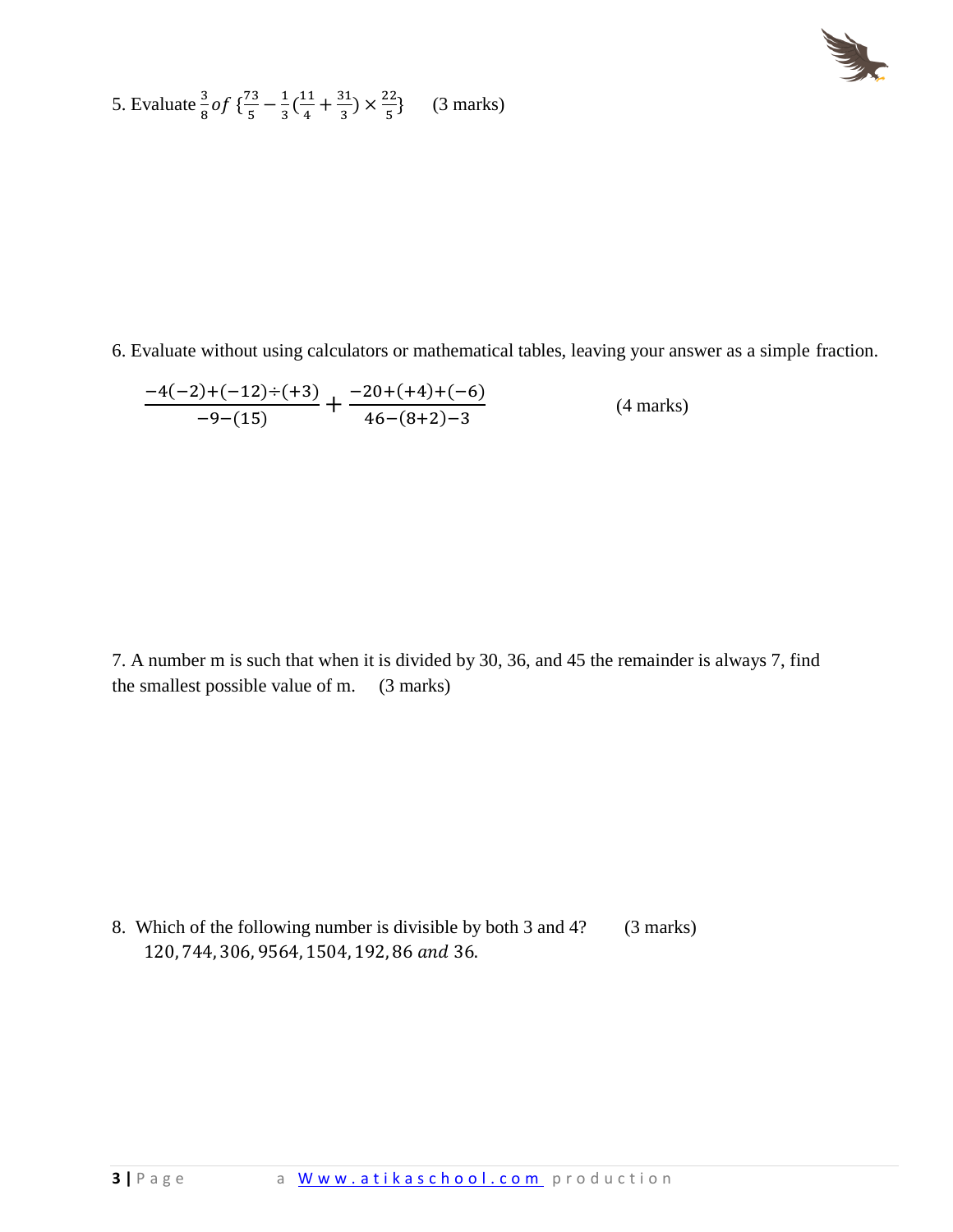5. Evaluate $\frac{3}{8}\,of\,\{\frac{73}{5}-\frac{1}{3}(\frac{11}{4}+\frac{31}{3})\times\frac{22}{5}\}$ (3 marks)

6. Evaluate without using calculators or mathematical tables, leaving your answer as a simple fraction.

$$\frac{-4(-2)+(-12)\div(+3)}{-9-(15)}+\frac{-20+(+4)+(-6)}{46-(8+2)-3}$$ (4 marks)

7. A number m is such that when it is divided by 30, 36, and 45 the remainder is always 7, find the smallest possible value of m. (3 marks)

8. Which of the following number is divisible by both 3 and 4? (3 marks)

$120, 744, 306, 9564, 1504, 192, 86\ and\ 36.$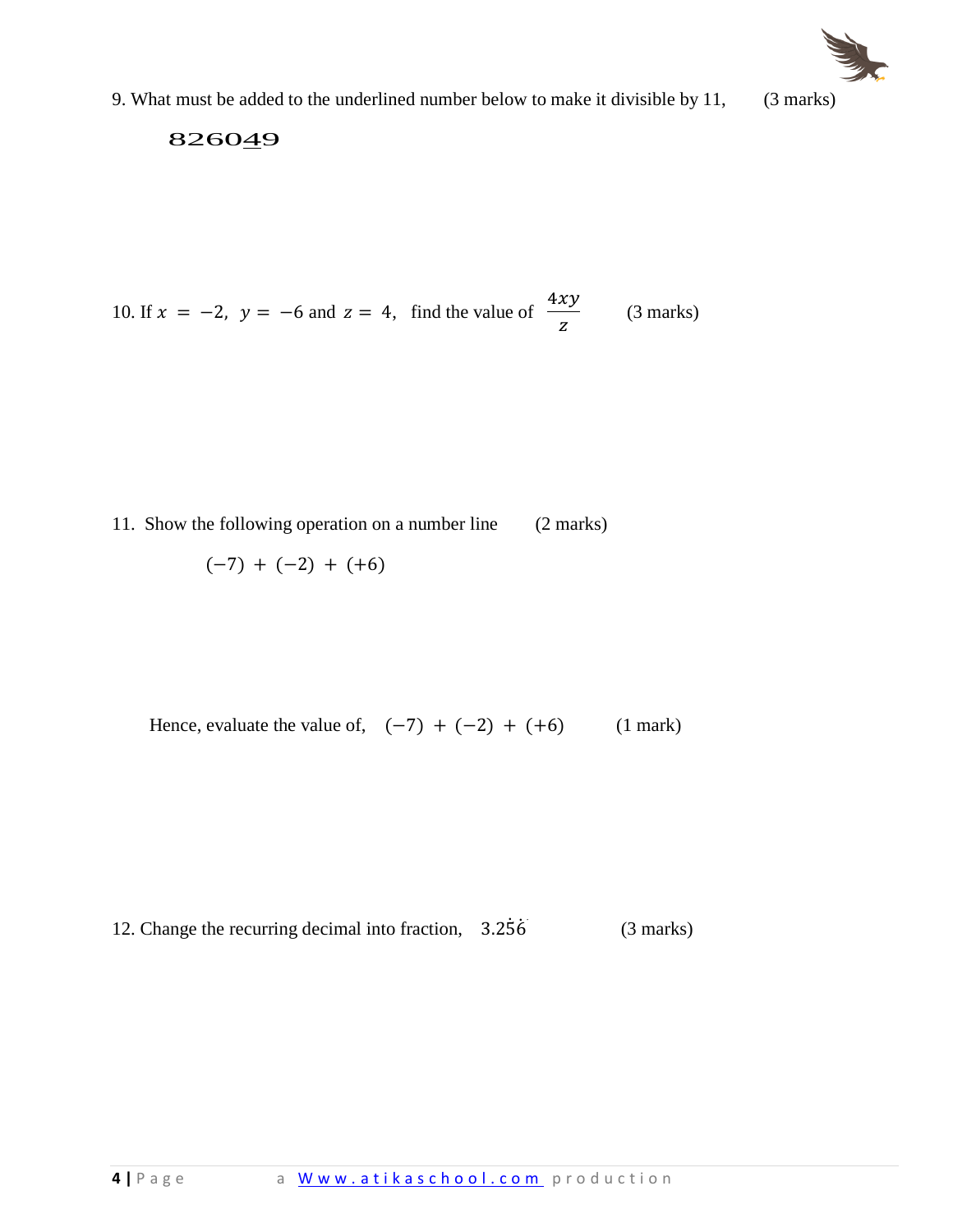9. What must be added to the underlined number below to make it divisible by 11, (3 marks)

$$8260\underline{4}9$$

10. If $x = -2$, $y = -6$ and $z = 4$, find the value of $\frac{4xy}{z}$ (3 marks)

11. Show the following operation on a number line (2 marks)

$$(-7) + (-2) + (+6)$$

Hence, evaluate the value of, $(-7) + (-2) + (+6)$ (1 mark)

12. Change the recurring decimal into fraction, $3.2\dot{5}\dot{6}$ (3 marks)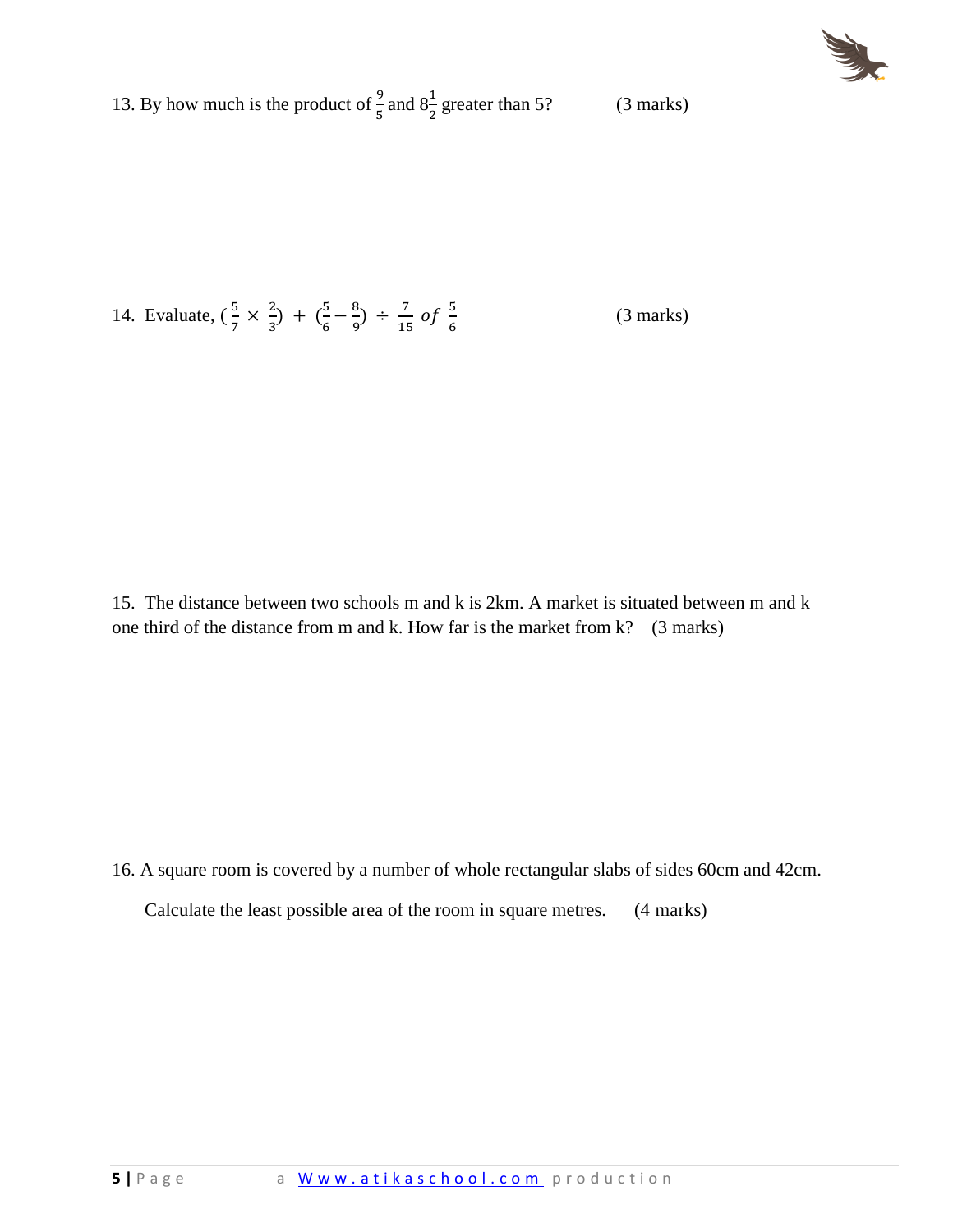13. By how much is the product of $\frac{9}{5}$ and $8\frac{1}{2}$ greater than 5? (3 marks)

14. Evaluate, $(\frac{5}{7} \times \frac{2}{3}) + (\frac{5}{6} - \frac{8}{9}) \div \frac{7}{15}\ of\ \frac{5}{6}$ (3 marks)

15. The distance between two schools m and k is 2km. A market is situated between m and k one third of the distance from m and k. How far is the market from k? (3 marks)

16. A square room is covered by a number of whole rectangular slabs of sides 60cm and 42cm.

Calculate the least possible area of the room in square metres. (4 marks)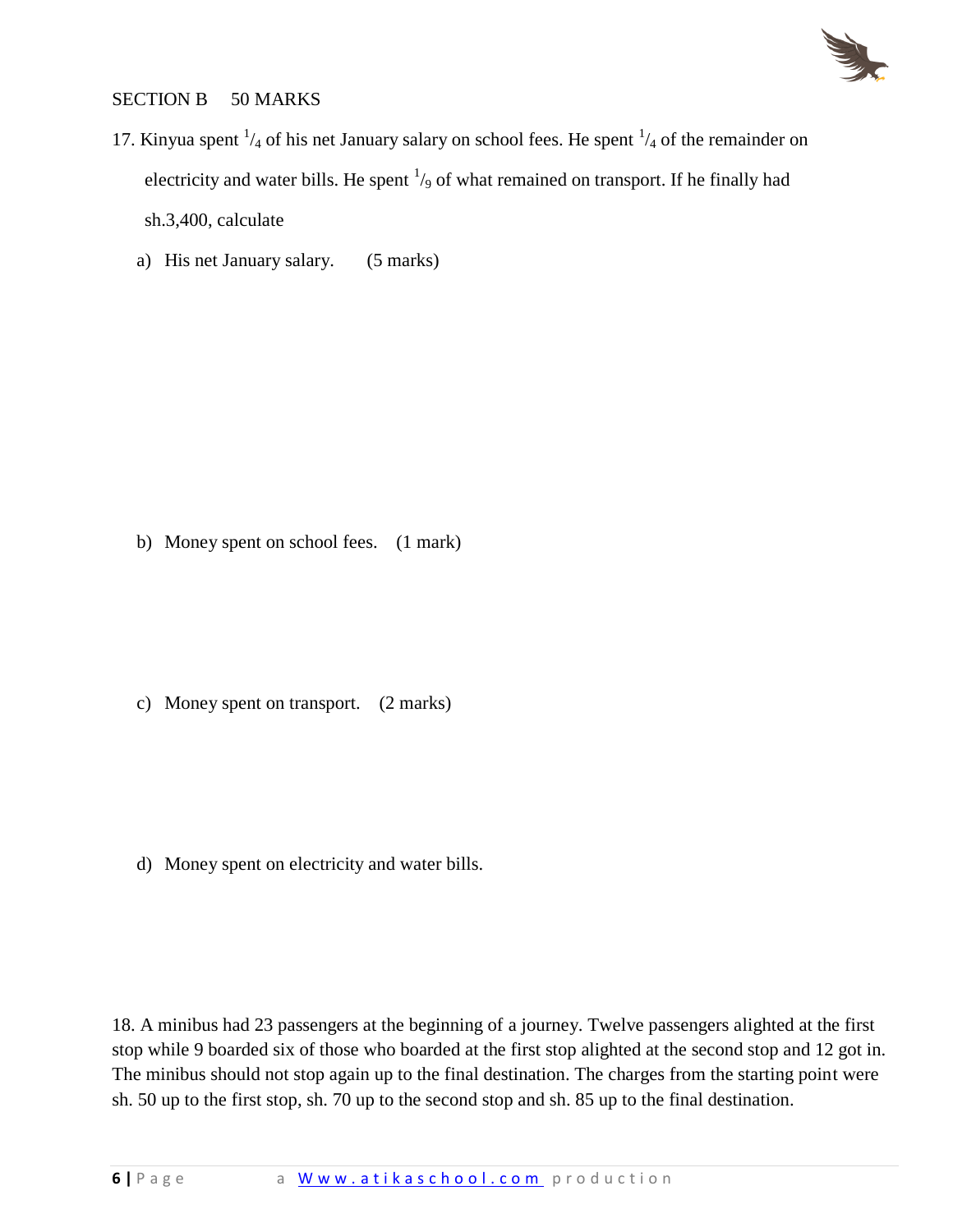SECTION B  50 MARKS

17. Kinyua spent $^1/_4$ of his net January salary on school fees. He spent $^1/_4$ of the remainder on electricity and water bills. He spent $^1/_9$ of what remained on transport. If he finally had sh.3,400, calculate

a) His net January salary. (5 marks)

b) Money spent on school fees. (1 mark)

c) Money spent on transport. (2 marks)

d) Money spent on electricity and water bills.

18. A minibus had 23 passengers at the beginning of a journey. Twelve passengers alighted at the first stop while 9 boarded six of those who boarded at the first stop alighted at the second stop and 12 got in. The minibus should not stop again up to the final destination. The charges from the starting point were sh. 50 up to the first stop, sh. 70 up to the second stop and sh. 85 up to the final destination.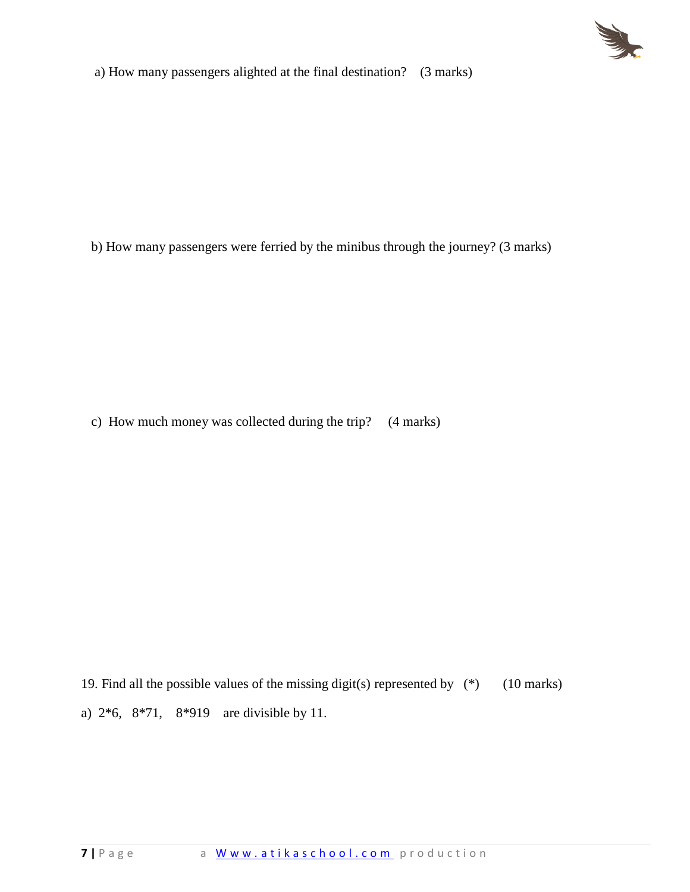a) How many passengers alighted at the final destination? (3 marks)

b) How many passengers were ferried by the minibus through the journey? (3 marks)

c) How much money was collected during the trip? (4 marks)

19. Find all the possible values of the missing digit(s) represented by (*) (10 marks)

a) 2*6, 8*71, 8*919 are divisible by 11.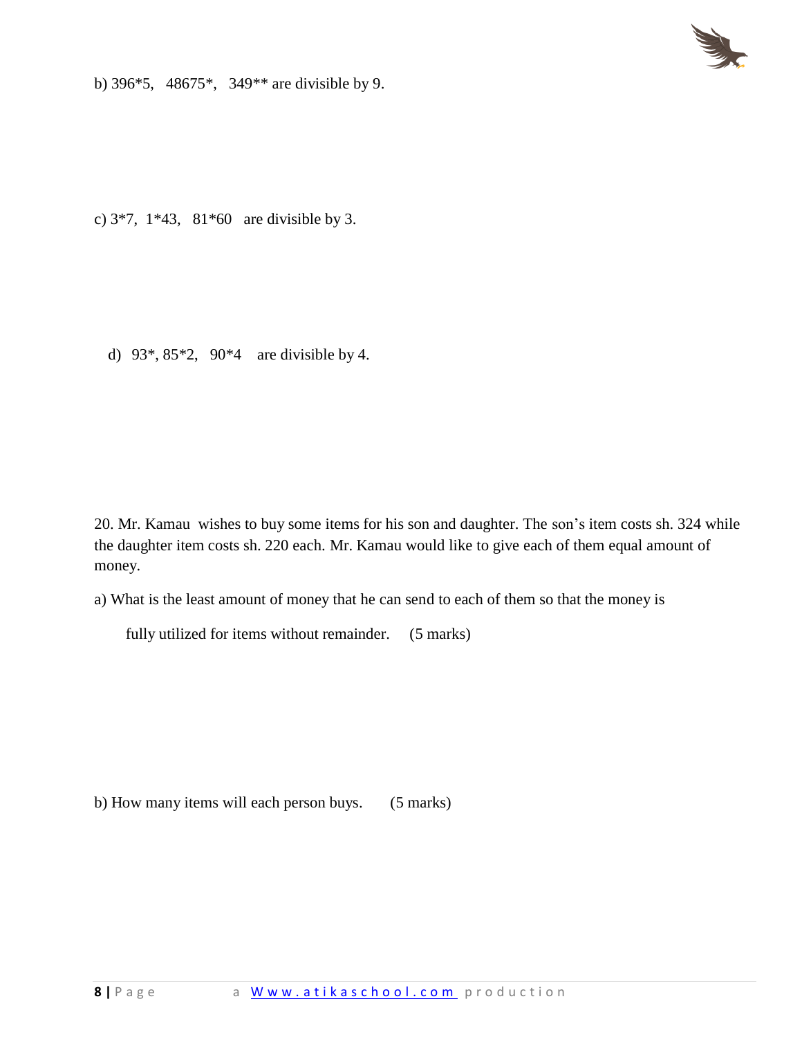b) 396*5,   48675*,   349** are divisible by 9.

c) 3*7,  1*43,   81*60   are divisible by 3.

d) 93*, 85*2,   90*4    are divisible by 4.

20. Mr. Kamau  wishes to buy some items for his son and daughter. The son's item costs sh. 324 while the daughter item costs sh. 220 each. Mr. Kamau would like to give each of them equal amount of money.

a) What is the least amount of money that he can send to each of them so that the money is fully utilized for items without remainder.     (5 marks)

b) How many items will each person buys.      (5 marks)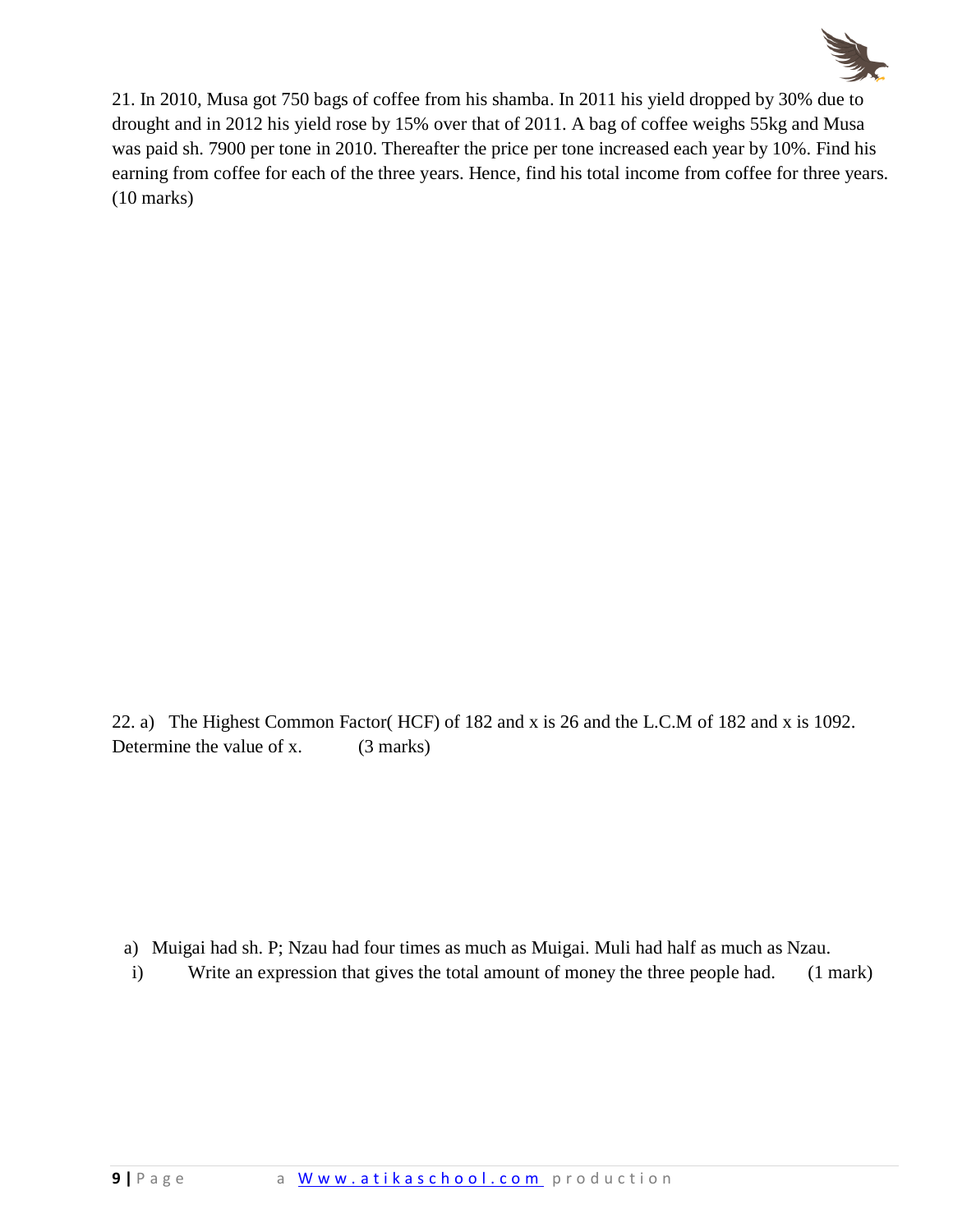21. In 2010, Musa got 750 bags of coffee from his shamba. In 2011 his yield dropped by 30% due to drought and in 2012 his yield rose by 15% over that of 2011. A bag of coffee weighs 55kg and Musa was paid sh. 7900 per tone in 2010. Thereafter the price per tone increased each year by 10%. Find his earning from coffee for each of the three years. Hence, find his total income from coffee for three years. (10 marks)

22. a) The Highest Common Factor( HCF) of 182 and x is 26 and the L.C.M of 182 and x is 1092. Determine the value of x. (3 marks)

a) Muigai had sh. P; Nzau had four times as much as Muigai. Muli had half as much as Nzau.

i) Write an expression that gives the total amount of money the three people had. (1 mark)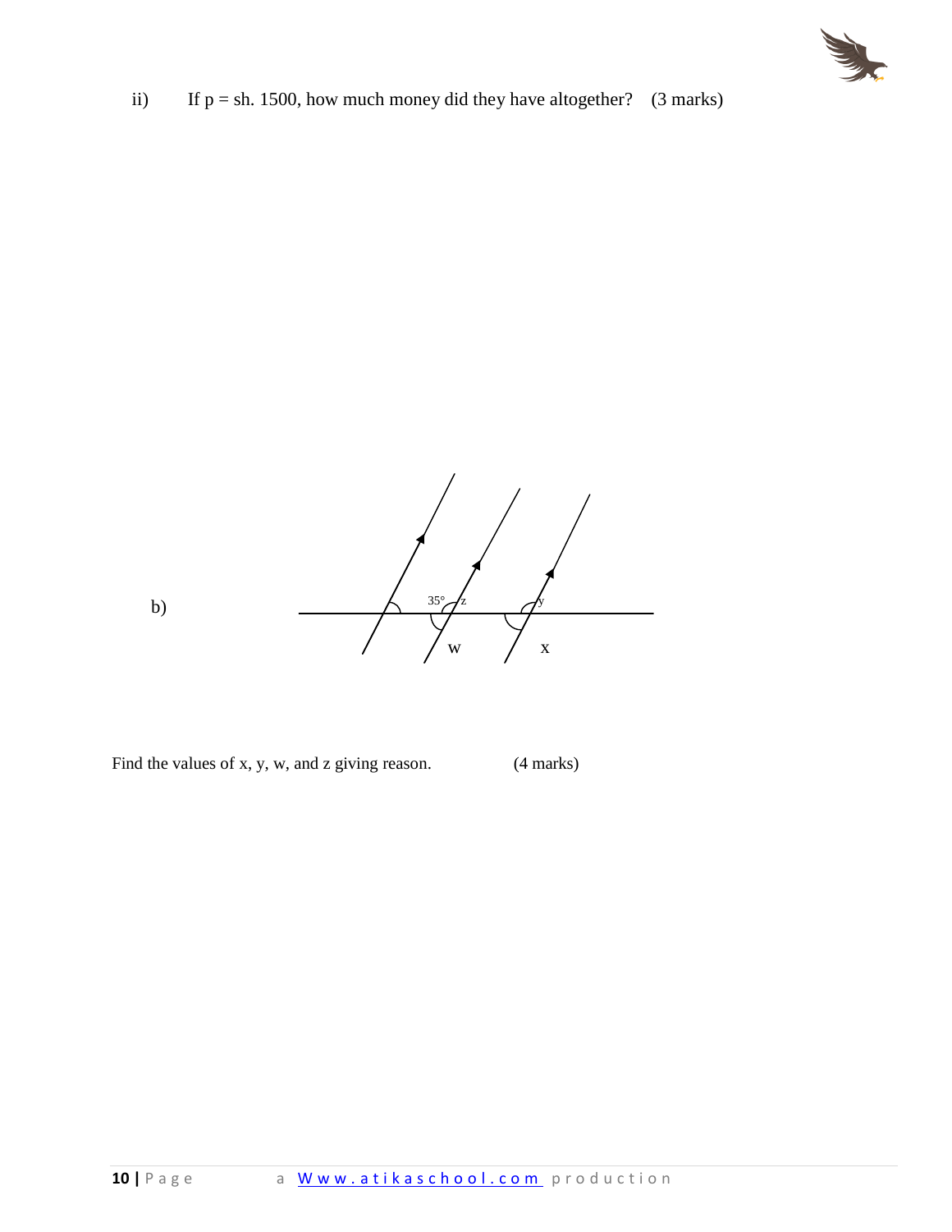ii) If p = sh. 1500, how much money did they have altogether? (3 marks)

b)

Find the values of x, y, w, and z giving reason. (4 marks)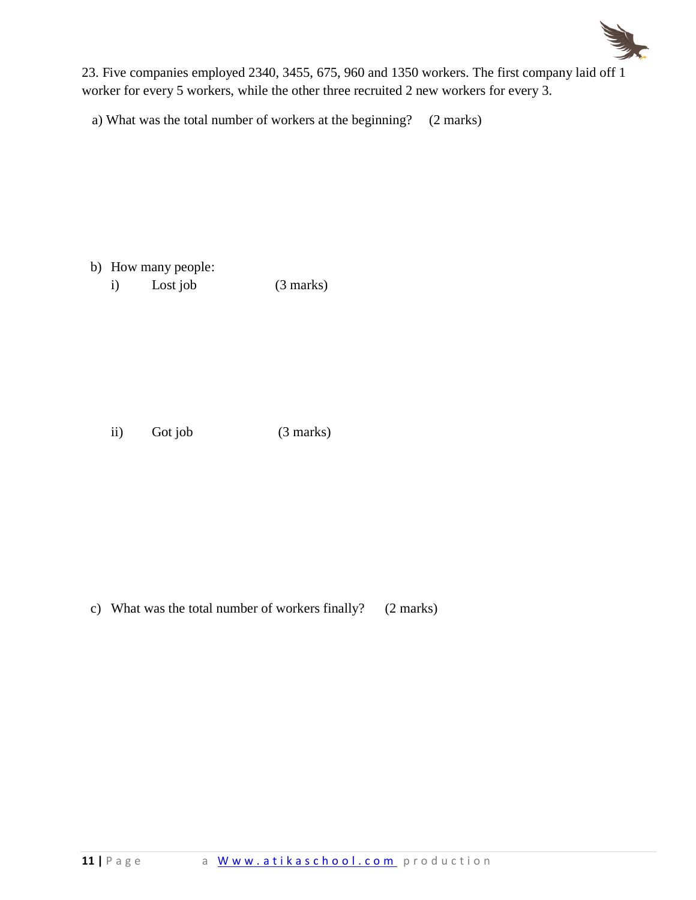23. Five companies employed 2340, 3455, 675, 960 and 1350 workers. The first company laid off 1 worker for every 5 workers, while the other three recruited 2 new workers for every 3.

a) What was the total number of workers at the beginning? (2 marks)

b) How many people:

i) Lost job (3 marks)

ii) Got job (3 marks)

c) What was the total number of workers finally? (2 marks)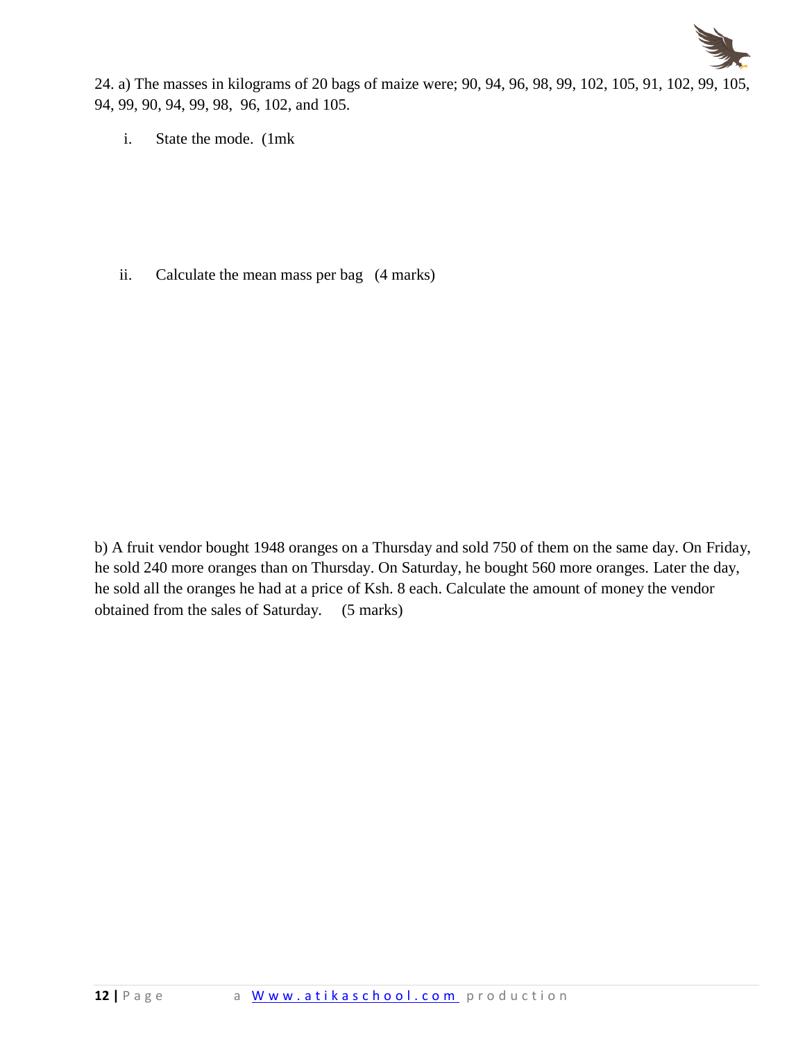24. a) The masses in kilograms of 20 bags of maize were; 90, 94, 96, 98, 99, 102, 105, 91, 102, 99, 105, 94, 99, 90, 94, 99, 98, 96, 102, and 105.

i. State the mode. (1mk

ii. Calculate the mean mass per bag (4 marks)

b) A fruit vendor bought 1948 oranges on a Thursday and sold 750 of them on the same day. On Friday, he sold 240 more oranges than on Thursday. On Saturday, he bought 560 more oranges. Later the day, he sold all the oranges he had at a price of Ksh. 8 each. Calculate the amount of money the vendor obtained from the sales of Saturday. (5 marks)